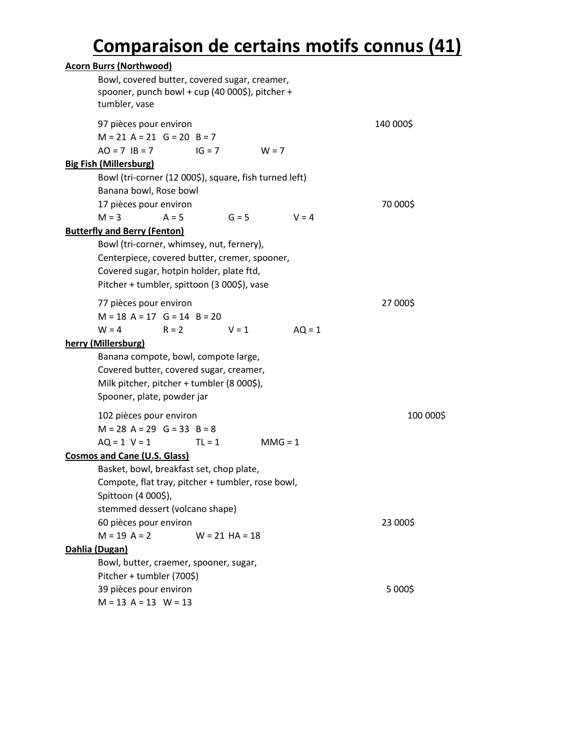# Comparaison de certains motifs connus (41)

**Acorn Burrs (Northwood)**

Bowl, covered butter, covered sugar, creamer, spooner, punch bowl + cup (40 000$), pitcher + tumbler, vase

97 pièces pour environ 140 000$

M = 21 A = 21 G = 20 B = 7

AO = 7 IB = 7 IG = 7 W = 7

**Big Fish (Millersburg)**

Bowl (tri-corner (12 000$), square, fish turned left)
Banana bowl, Rose bowl

17 pièces pour environ 70 000$

M = 3 A = 5 G = 5 V = 4

**Butterfly and Berry (Fenton)**

Bowl (tri-corner, whimsey, nut, fernery),
Centerpiece, covered butter, cremer, spooner,
Covered sugar, hotpin holder, plate ftd,
Pitcher + tumbler, spittoon (3 000$), vase

77 pièces pour environ 27 000$

M = 18 A = 17 G = 14 B = 20

W = 4 R = 2 V = 1 AQ = 1

**herry (Millersburg)**

Banana compote, bowl, compote large,
Covered butter, covered sugar, creamer,
Milk pitcher, pitcher + tumbler (8 000$),
Spooner, plate, powder jar

102 pièces pour environ 100 000$

M = 28 A = 29 G = 33 B = 8

AQ = 1 V = 1 TL = 1 MMG = 1

**Cosmos and Cane (U.S. Glass)**

Basket, bowl, breakfast set, chop plate,
Compote, flat tray, pitcher + tumbler, rose bowl,
Spittoon (4 000$),
stemmed dessert (volcano shape)

60 pièces pour environ 23 000$

M = 19 A = 2 W = 21 HA = 18

**Dahlia (Dugan)**

Bowl, butter, craemer, spooner, sugar,
Pitcher + tumbler (700$)

39 pièces pour environ 5 000$

M = 13 A = 13 W = 13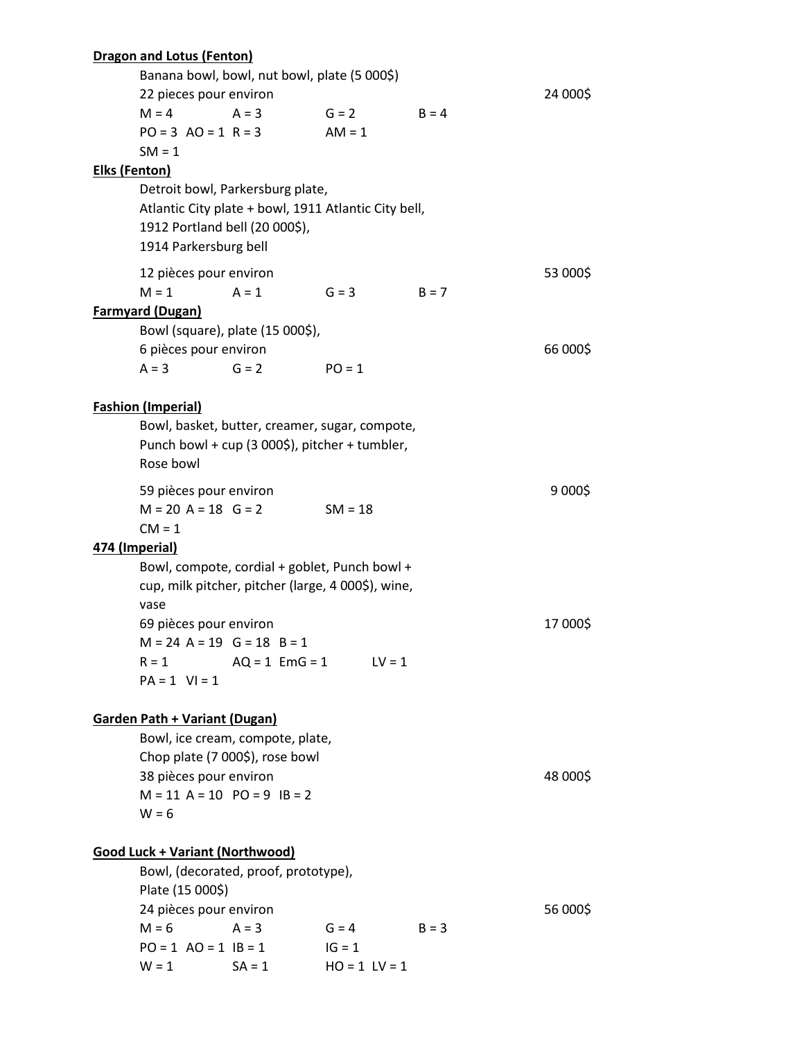**Dragon and Lotus (Fenton)**

Banana bowl, bowl, nut bowl, plate (5 000$)
22 pieces pour environ 24 000$
M = 4 A = 3 G = 2 B = 4
PO = 3 AO = 1 R = 3 AM = 1
SM = 1

**Elks (Fenton)**

Detroit bowl, Parkersburg plate,
Atlantic City plate + bowl, 1911 Atlantic City bell,
1912 Portland bell (20 000$),
1914 Parkersburg bell

12 pièces pour environ 53 000$
M = 1 A = 1 G = 3 B = 7

**Farmyard (Dugan)**

Bowl (square), plate (15 000$),
6 pièces pour environ 66 000$
A = 3 G = 2 PO = 1

**Fashion (Imperial)**

Bowl, basket, butter, creamer, sugar, compote,
Punch bowl + cup (3 000$), pitcher + tumbler,
Rose bowl

59 pièces pour environ 9 000$
M = 20 A = 18 G = 2 SM = 18
CM = 1

**474 (Imperial)**

Bowl, compote, cordial + goblet, Punch bowl +
cup, milk pitcher, pitcher (large, 4 000$), wine,
vase
69 pièces pour environ 17 000$
M = 24 A = 19 G = 18 B = 1
R = 1 AQ = 1 EmG = 1 LV = 1
PA = 1 VI = 1

**Garden Path + Variant (Dugan)**

Bowl, ice cream, compote, plate,
Chop plate (7 000$), rose bowl
38 pièces pour environ 48 000$
M = 11 A = 10 PO = 9 IB = 2
W = 6

**Good Luck + Variant (Northwood)**

Bowl, (decorated, proof, prototype),
Plate (15 000$)
24 pièces pour environ 56 000$
M = 6 A = 3 G = 4 B = 3
PO = 1 AO = 1 IB = 1 IG = 1
W = 1 SA = 1 HO = 1 LV = 1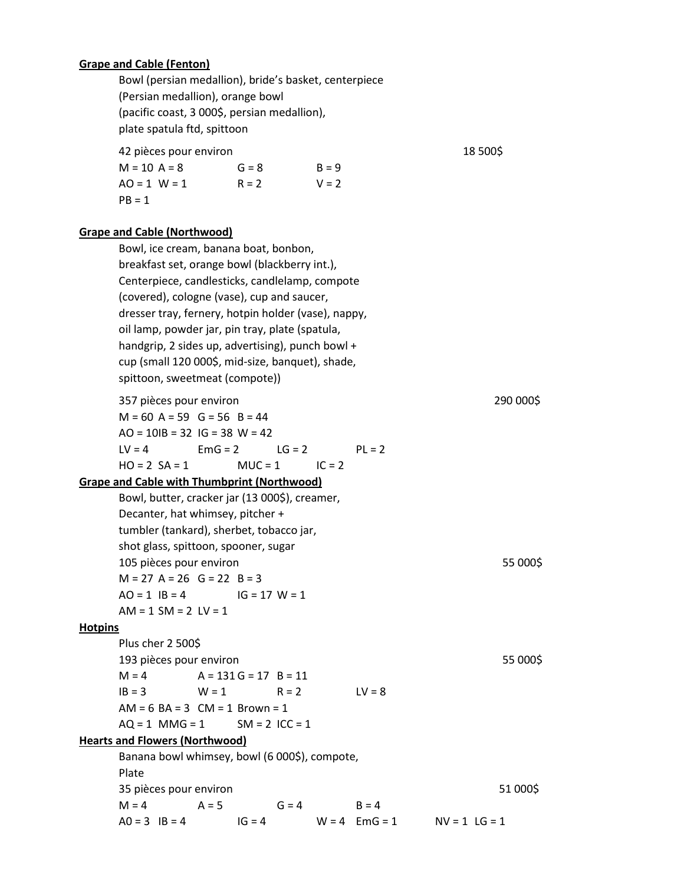**Grape and Cable (Fenton)**

Bowl (persian medallion), bride's basket, centerpiece (Persian medallion), orange bowl (pacific coast, 3 000$, persian medallion), plate spatula ftd, spittoon

42 pièces pour environ 18 500$

M = 10 A = 8 G = 8 B = 9
AO = 1 W = 1 R = 2 V = 2
PB = 1

**Grape and Cable (Northwood)**

Bowl, ice cream, banana boat, bonbon, breakfast set, orange bowl (blackberry int.), Centerpiece, candlesticks, candlelamp, compote (covered), cologne (vase), cup and saucer, dresser tray, fernery, hotpin holder (vase), nappy, oil lamp, powder jar, pin tray, plate (spatula, handgrip, 2 sides up, advertising), punch bowl + cup (small 120 000$, mid-size, banquet), shade, spittoon, sweetmeat (compote))

357 pièces pour environ 290 000$

M = 60 A = 59 G = 56 B = 44
AO = 10IB = 32 IG = 38 W = 42
LV = 4 EmG = 2 LG = 2 PL = 2
HO = 2 SA = 1 MUC = 1 IC = 2

**Grape and Cable with Thumbprint (Northwood)**

Bowl, butter, cracker jar (13 000$), creamer, Decanter, hat whimsey, pitcher + tumbler (tankard), sherbet, tobacco jar, shot glass, spittoon, spooner, sugar

105 pièces pour environ 55 000$

M = 27 A = 26 G = 22 B = 3
AO = 1 IB = 4 IG = 17 W = 1
AM = 1 SM = 2 LV = 1

**Hotpins**

Plus cher 2 500$

193 pièces pour environ 55 000$

M = 4 A = 131 G = 17 B = 11
IB = 3 W = 1 R = 2 LV = 8
AM = 6 BA = 3 CM = 1 Brown = 1
AQ = 1 MMG = 1 SM = 2 ICC = 1

**Hearts and Flowers (Northwood)**

Banana bowl whimsey, bowl (6 000$), compote, Plate

35 pièces pour environ 51 000$

M = 4 A = 5 G = 4 B = 4
A0 = 3 IB = 4 IG = 4 W = 4 EmG = 1 NV = 1 LG = 1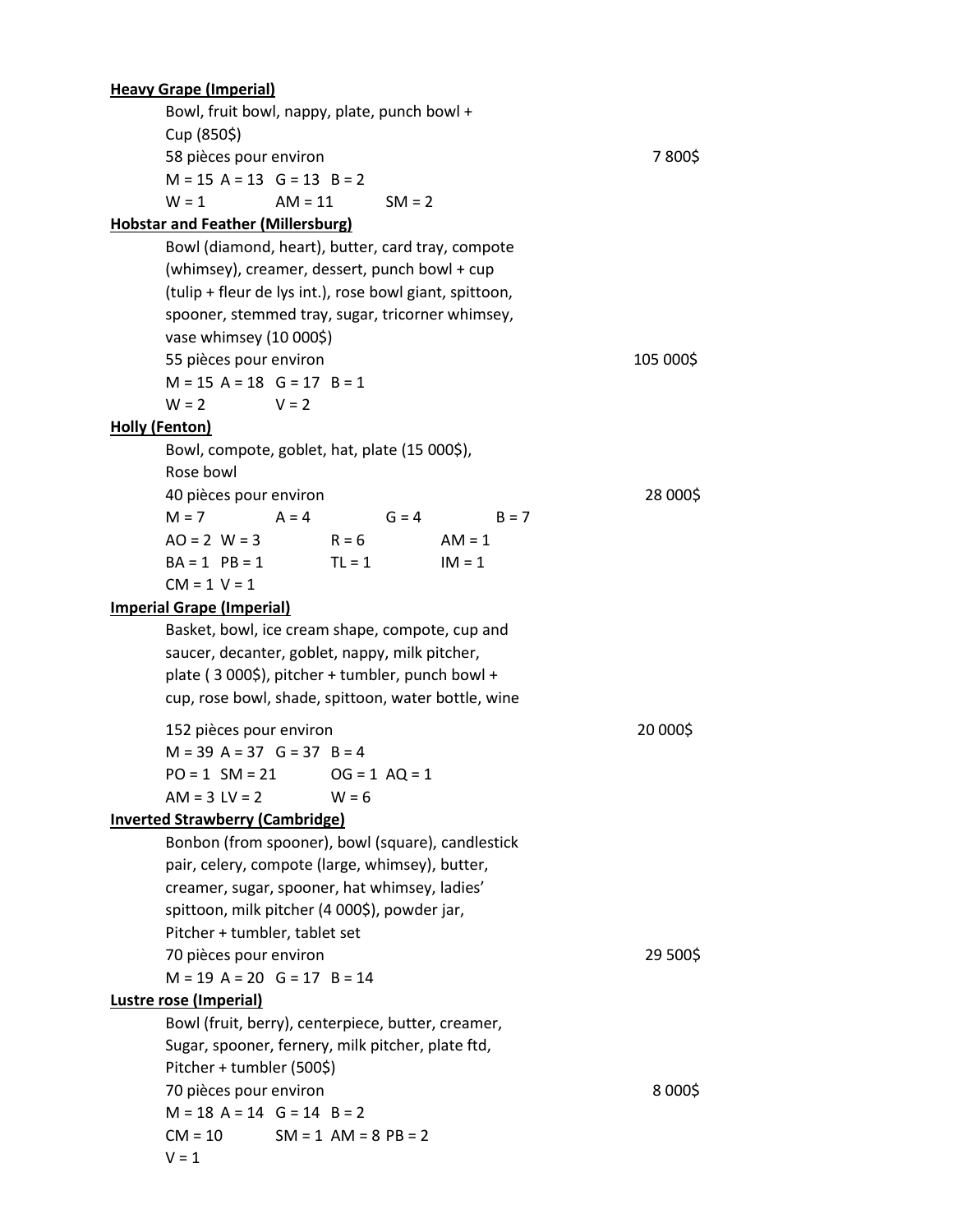**Heavy Grape (Imperial)**

Bowl, fruit bowl, nappy, plate, punch bowl +
Cup (850$)
58 pièces pour environ 7 800$
M = 15 A = 13 G = 13 B = 2
W = 1 AM = 11 SM = 2

**Hobstar and Feather (Millersburg)**

Bowl (diamond, heart), butter, card tray, compote (whimsey), creamer, dessert, punch bowl + cup (tulip + fleur de lys int.), rose bowl giant, spittoon, spooner, stemmed tray, sugar, tricorner whimsey, vase whimsey (10 000$)
55 pièces pour environ 105 000$
M = 15 A = 18 G = 17 B = 1
W = 2 V = 2

**Holly (Fenton)**

Bowl, compote, goblet, hat, plate (15 000$),
Rose bowl
40 pièces pour environ 28 000$
M = 7 A = 4 G = 4 B = 7
AO = 2 W = 3 R = 6 AM = 1
BA = 1 PB = 1 TL = 1 IM = 1
CM = 1 V = 1

**Imperial Grape (Imperial)**

Basket, bowl, ice cream shape, compote, cup and saucer, decanter, goblet, nappy, milk pitcher, plate ( 3 000$), pitcher + tumbler, punch bowl + cup, rose bowl, shade, spittoon, water bottle, wine

152 pièces pour environ 20 000$
M = 39 A = 37 G = 37 B = 4
PO = 1 SM = 21 OG = 1 AQ = 1
AM = 3 LV = 2 W = 6

**Inverted Strawberry (Cambridge)**

Bonbon (from spooner), bowl (square), candlestick pair, celery, compote (large, whimsey), butter, creamer, sugar, spooner, hat whimsey, ladies' spittoon, milk pitcher (4 000$), powder jar,
Pitcher + tumbler, tablet set
70 pièces pour environ 29 500$
M = 19 A = 20 G = 17 B = 14

**Lustre rose (Imperial)**

Bowl (fruit, berry), centerpiece, butter, creamer,
Sugar, spooner, fernery, milk pitcher, plate ftd,
Pitcher + tumbler (500$)
70 pièces pour environ 8 000$
M = 18 A = 14 G = 14 B = 2
CM = 10 SM = 1 AM = 8 PB = 2
V = 1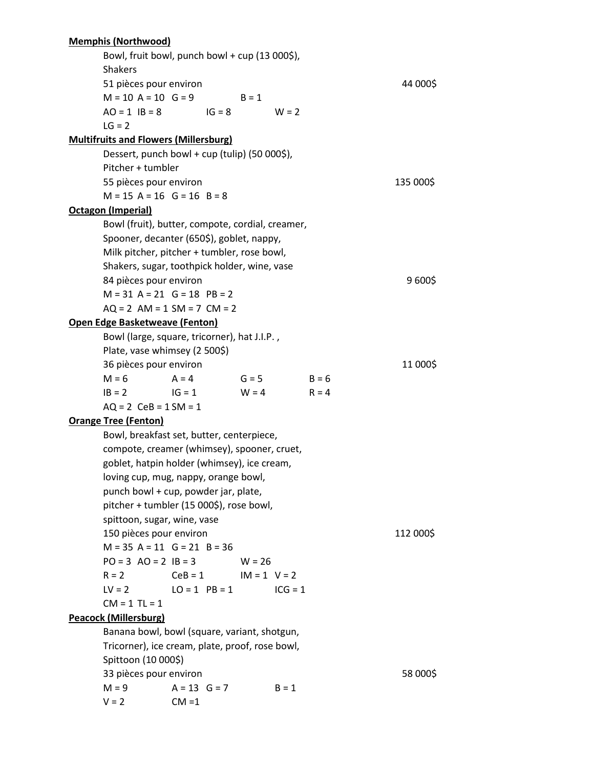**Memphis (Northwood)**

Bowl, fruit bowl, punch bowl + cup (13 000$),
Shakers
51 pièces pour environ 44 000$
M = 10 A = 10 G = 9 B = 1
AO = 1 IB = 8 IG = 8 W = 2
LG = 2

**Multifruits and Flowers (Millersburg)**

Dessert, punch bowl + cup (tulip) (50 000$),
Pitcher + tumbler
55 pièces pour environ 135 000$
M = 15 A = 16 G = 16 B = 8

**Octagon (Imperial)**

Bowl (fruit), butter, compote, cordial, creamer,
Spooner, decanter (650$), goblet, nappy,
Milk pitcher, pitcher + tumbler, rose bowl,
Shakers, sugar, toothpick holder, wine, vase
84 pièces pour environ 9 600$
M = 31 A = 21 G = 18 PB = 2
AQ = 2 AM = 1 SM = 7 CM = 2

**Open Edge Basketweave (Fenton)**

Bowl (large, square, tricorner), hat J.I.P. ,
Plate, vase whimsey (2 500$)
36 pièces pour environ 11 000$
M = 6 A = 4 G = 5 B = 6
IB = 2 IG = 1 W = 4 R = 4
AQ = 2 CeB = 1 SM = 1

**Orange Tree (Fenton)**

Bowl, breakfast set, butter, centerpiece,
compote, creamer (whimsey), spooner, cruet,
goblet, hatpin holder (whimsey), ice cream,
loving cup, mug, nappy, orange bowl,
punch bowl + cup, powder jar, plate,
pitcher + tumbler (15 000$), rose bowl,
spittoon, sugar, wine, vase
150 pièces pour environ 112 000$
M = 35 A = 11 G = 21 B = 36
PO = 3 AO = 2 IB = 3 W = 26
R = 2 CeB = 1 IM = 1 V = 2
LV = 2 LO = 1 PB = 1 ICG = 1
CM = 1 TL = 1

**Peacock (Millersburg)**

Banana bowl, bowl (square, variant, shotgun,
Tricorner), ice cream, plate, proof, rose bowl,
Spittoon (10 000$)
33 pièces pour environ 58 000$
M = 9 A = 13 G = 7 B = 1
V = 2 CM =1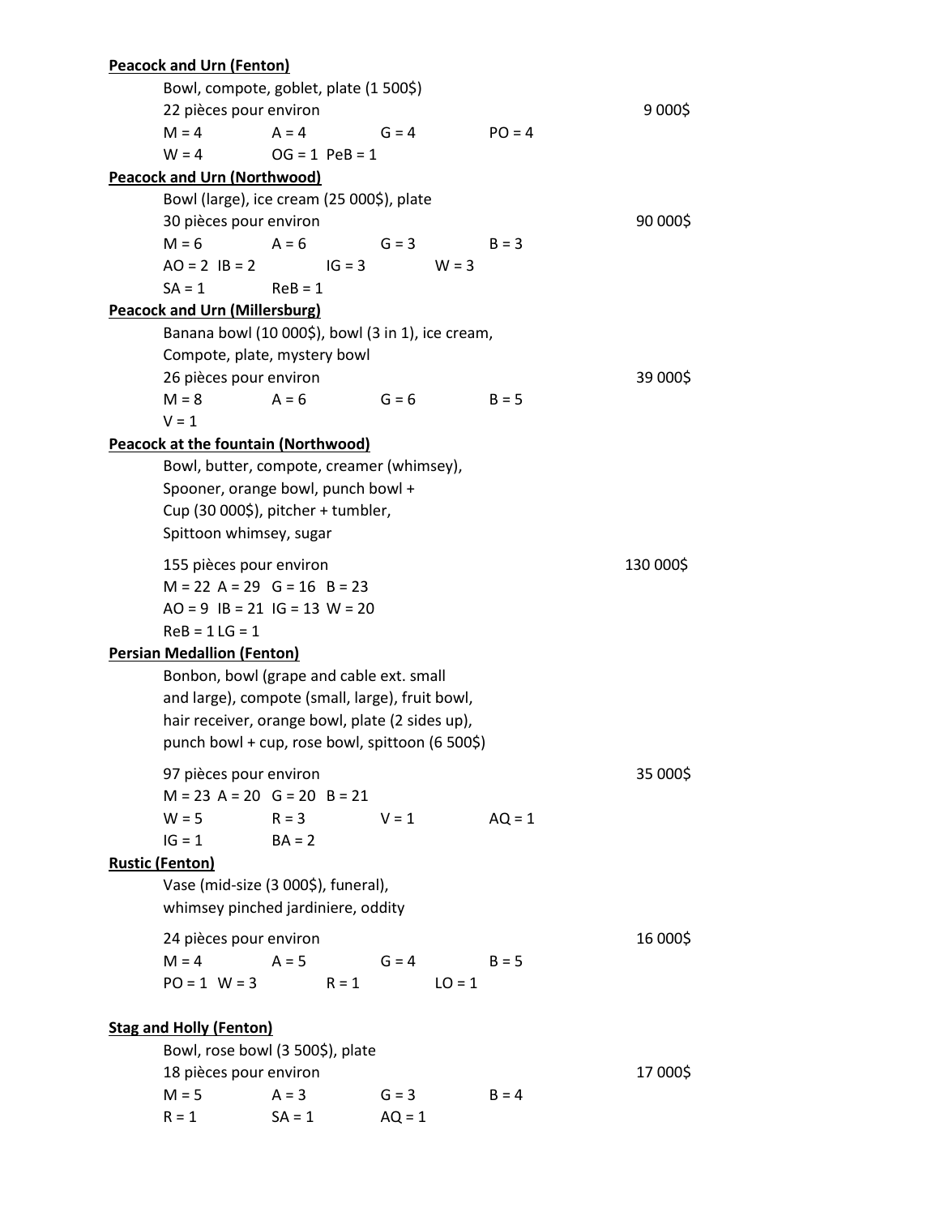**Peacock and Urn (Fenton)**

Bowl, compote, goblet, plate (1 500$)
22 pièces pour environ 9 000$

M = 4 A = 4 G = 4 PO = 4
W = 4 OG = 1 PeB = 1

**Peacock and Urn (Northwood)**

Bowl (large), ice cream (25 000$), plate
30 pièces pour environ 90 000$

M = 6 A = 6 G = 3 B = 3
AO = 2 IB = 2 IG = 3 W = 3
SA = 1 ReB = 1

**Peacock and Urn (Millersburg)**

Banana bowl (10 000$), bowl (3 in 1), ice cream,
Compote, plate, mystery bowl
26 pièces pour environ 39 000$

M = 8 A = 6 G = 6 B = 5
V = 1

**Peacock at the fountain (Northwood)**

Bowl, butter, compote, creamer (whimsey),
Spooner, orange bowl, punch bowl +
Cup (30 000$), pitcher + tumbler,
Spittoon whimsey, sugar

155 pièces pour environ 130 000$

M = 22 A = 29 G = 16 B = 23
AO = 9 IB = 21 IG = 13 W = 20
ReB = 1 LG = 1

**Persian Medallion (Fenton)**

Bonbon, bowl (grape and cable ext. small
and large), compote (small, large), fruit bowl,
hair receiver, orange bowl, plate (2 sides up),
punch bowl + cup, rose bowl, spittoon (6 500$)

97 pièces pour environ 35 000$

M = 23 A = 20 G = 20 B = 21
W = 5 R = 3 V = 1 AQ = 1
IG = 1 BA = 2

**Rustic (Fenton)**

Vase (mid-size (3 000$), funeral),
whimsey pinched jardiniere, oddity

24 pièces pour environ 16 000$

M = 4 A = 5 G = 4 B = 5
PO = 1 W = 3 R = 1 LO = 1

**Stag and Holly (Fenton)**

Bowl, rose bowl (3 500$), plate
18 pièces pour environ 17 000$

M = 5 A = 3 G = 3 B = 4
R = 1 SA = 1 AQ = 1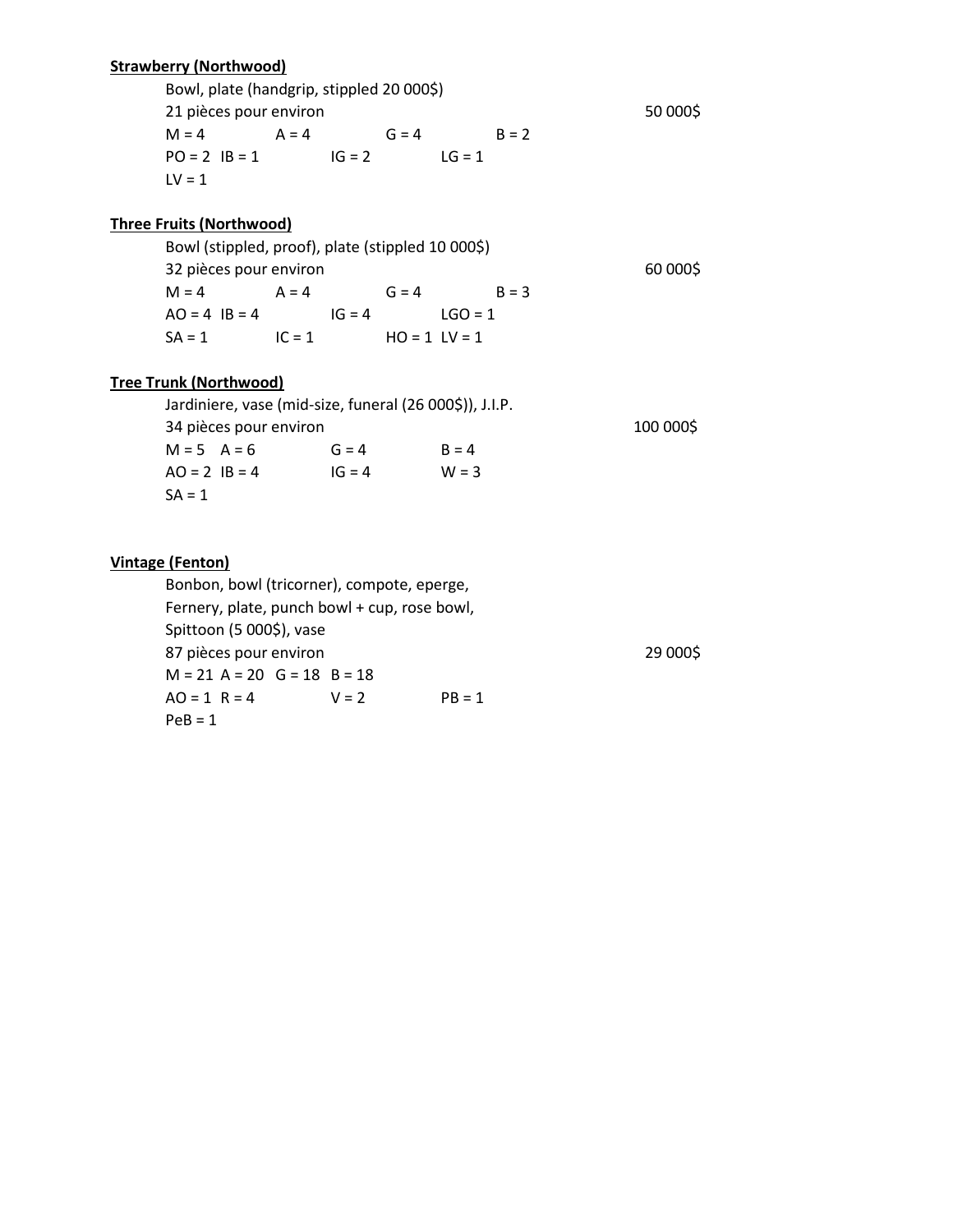**Strawberry (Northwood)**

Bowl, plate (handgrip, stippled 20 000$)
21 pièces pour environ 50 000$
M = 4 A = 4 G = 4 B = 2
PO = 2 IB = 1 IG = 2 LG = 1
LV = 1

**Three Fruits (Northwood)**

Bowl (stippled, proof), plate (stippled 10 000$)
32 pièces pour environ 60 000$
M = 4 A = 4 G = 4 B = 3
AO = 4 IB = 4 IG = 4 LGO = 1
SA = 1 IC = 1 HO = 1 LV = 1

**Tree Trunk (Northwood)**

Jardiniere, vase (mid-size, funeral (26 000$)), J.I.P.
34 pièces pour environ 100 000$
M = 5 A = 6 G = 4 B = 4
AO = 2 IB = 4 IG = 4 W = 3
SA = 1

**Vintage (Fenton)**

Bonbon, bowl (tricorner), compote, eperge,
Fernery, plate, punch bowl + cup, rose bowl,
Spittoon (5 000$), vase
87 pièces pour environ 29 000$
M = 21 A = 20 G = 18 B = 18
AO = 1 R = 4 V = 2 PB = 1
PeB = 1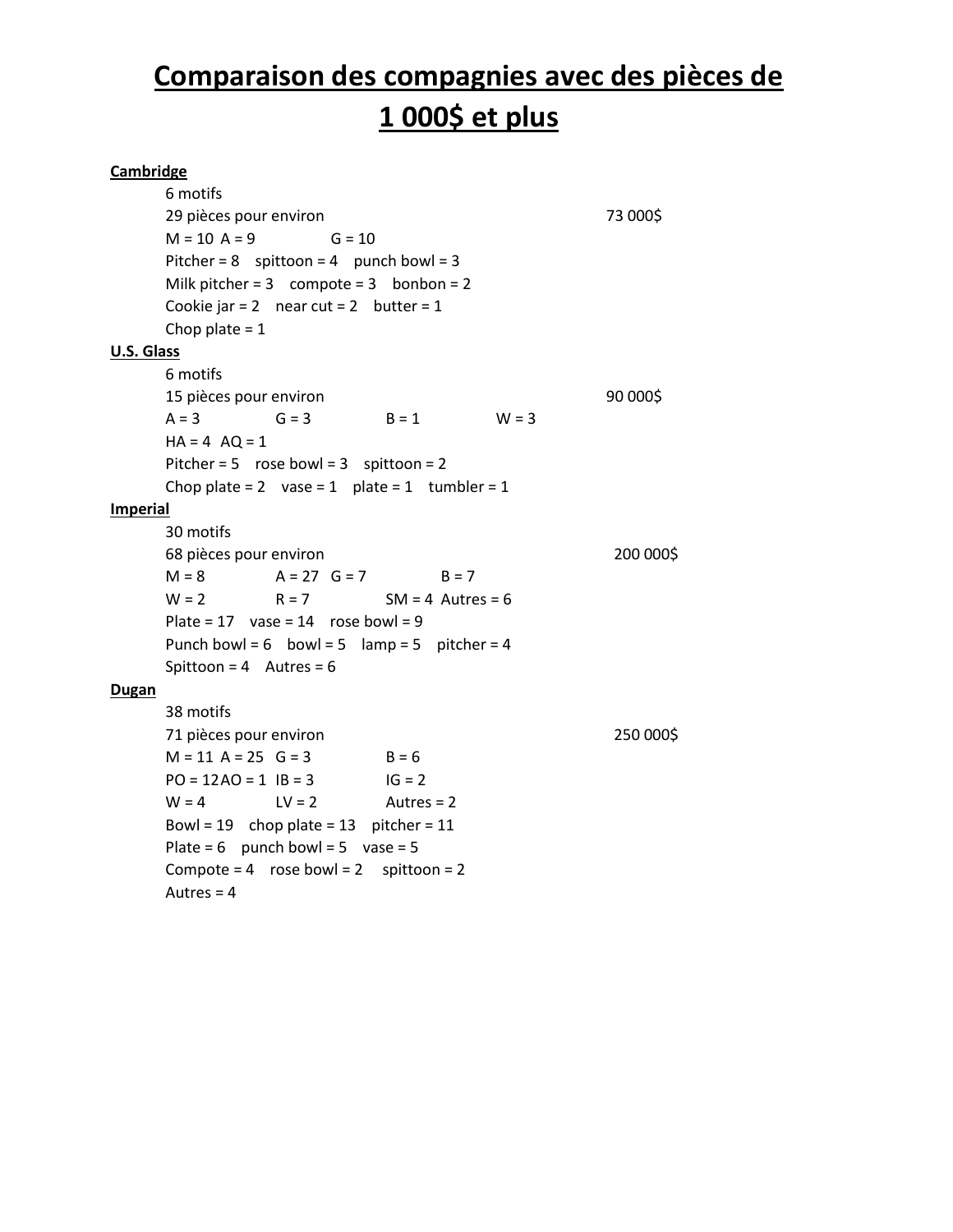# Comparaison des compagnies avec des pièces de 1 000$ et plus

**Cambridge**

6 motifs
29 pièces pour environ 73 000$
M = 10 A = 9 G = 10
Pitcher = 8 spittoon = 4 punch bowl = 3
Milk pitcher = 3 compote = 3 bonbon = 2
Cookie jar = 2 near cut = 2 butter = 1
Chop plate = 1

**U.S. Glass**

6 motifs
15 pièces pour environ 90 000$
A = 3 G = 3 B = 1 W = 3
HA = 4 AQ = 1
Pitcher = 5 rose bowl = 3 spittoon = 2
Chop plate = 2 vase = 1 plate = 1 tumbler = 1

**Imperial**

30 motifs
68 pièces pour environ 200 000$
M = 8 A = 27 G = 7 B = 7
W = 2 R = 7 SM = 4 Autres = 6
Plate = 17 vase = 14 rose bowl = 9
Punch bowl = 6 bowl = 5 lamp = 5 pitcher = 4
Spittoon = 4 Autres = 6

**Dugan**

38 motifs
71 pièces pour environ 250 000$
M = 11 A = 25 G = 3 B = 6
PO = 12 AO = 1 IB = 3 IG = 2
W = 4 LV = 2 Autres = 2
Bowl = 19 chop plate = 13 pitcher = 11
Plate = 6 punch bowl = 5 vase = 5
Compote = 4 rose bowl = 2 spittoon = 2
Autres = 4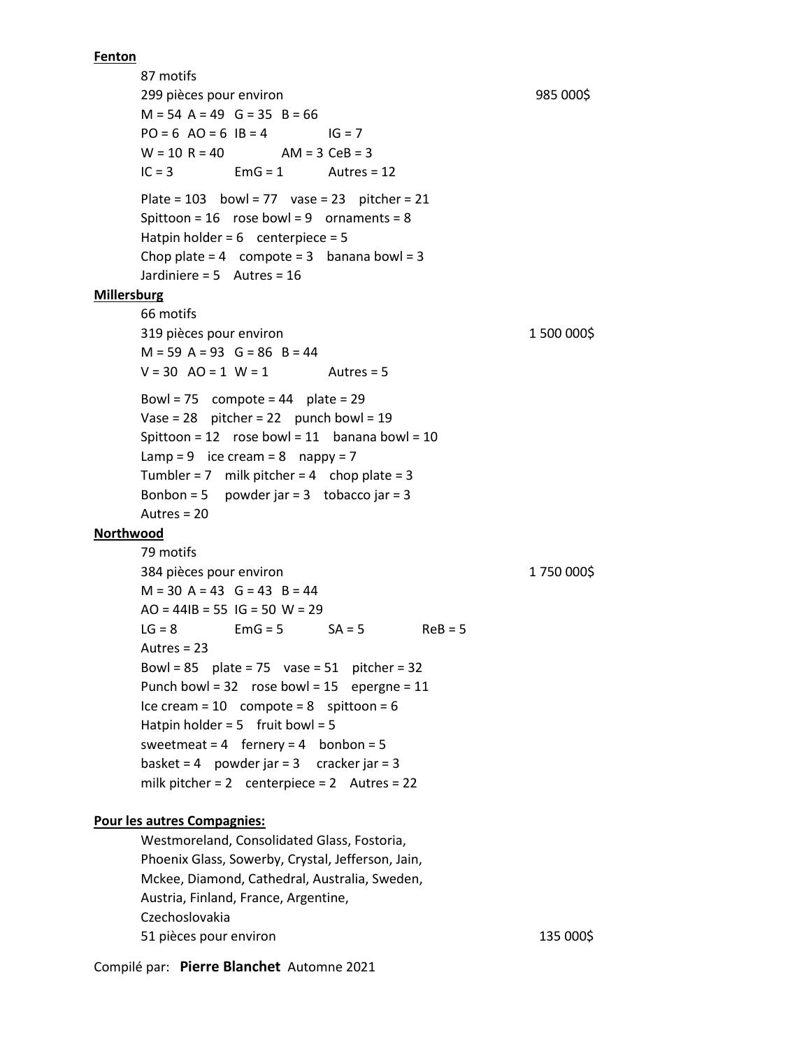**Fenton**

87 motifs

299 pièces pour environ 985 000$

M = 54 A = 49 G = 35 B = 66

PO = 6 AO = 6 IB = 4 IG = 7

W = 10 R = 40 AM = 3 CeB = 3

IC = 3 EmG = 1 Autres = 12

Plate = 103 bowl = 77 vase = 23 pitcher = 21

Spittoon = 16 rose bowl = 9 ornaments = 8

Hatpin holder = 6 centerpiece = 5

Chop plate = 4 compote = 3 banana bowl = 3

Jardiniere = 5 Autres = 16

**Millersburg**

66 motifs

319 pièces pour environ 1 500 000$

M = 59 A = 93 G = 86 B = 44

V = 30 AO = 1 W = 1 Autres = 5

Bowl = 75 compote = 44 plate = 29

Vase = 28 pitcher = 22 punch bowl = 19

Spittoon = 12 rose bowl = 11 banana bowl = 10

Lamp = 9 ice cream = 8 nappy = 7

Tumbler = 7 milk pitcher = 4 chop plate = 3

Bonbon = 5 powder jar = 3 tobacco jar = 3

Autres = 20

**Northwood**

79 motifs

384 pièces pour environ 1 750 000$

M = 30 A = 43 G = 43 B = 44

AO = 44IB = 55 IG = 50 W = 29

LG = 8 EmG = 5 SA = 5 ReB = 5

Autres = 23

Bowl = 85 plate = 75 vase = 51 pitcher = 32

Punch bowl = 32 rose bowl = 15 epergne = 11

Ice cream = 10 compote = 8 spittoon = 6

Hatpin holder = 5 fruit bowl = 5

sweetmeat = 4 fernery = 4 bonbon = 5

basket = 4 powder jar = 3 cracker jar = 3

milk pitcher = 2 centerpiece = 2 Autres = 22

**Pour les autres Compagnies:**

Westmoreland, Consolidated Glass, Fostoria, Phoenix Glass, Sowerby, Crystal, Jefferson, Jain, Mckee, Diamond, Cathedral, Australia, Sweden, Austria, Finland, France, Argentine, Czechoslovakia

51 pièces pour environ 135 000$

Compilé par: **Pierre Blanchet** Automne 2021